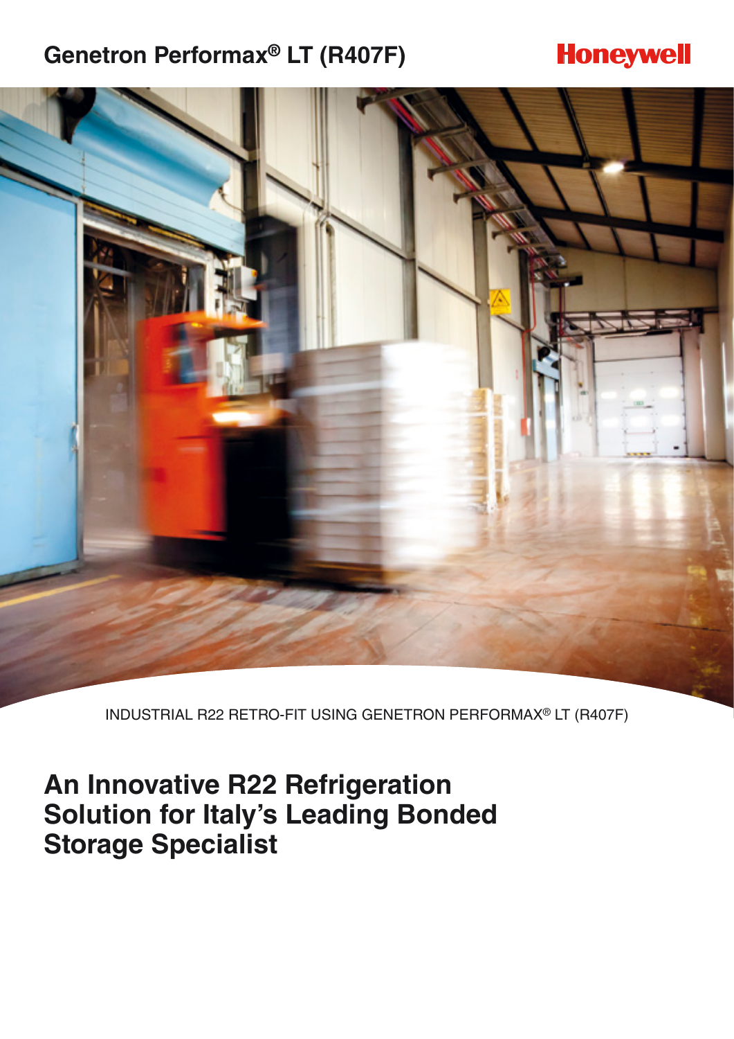Genetron Performax® LT (R407F)

Honeywell

INDUSTRIAL R22 RETRO-FIT USING GENETRON PERFORMAX® LT (R407F)

# An Innovative R22 Refrigeration Solution for Italy's Leading Bonded Storage Specialist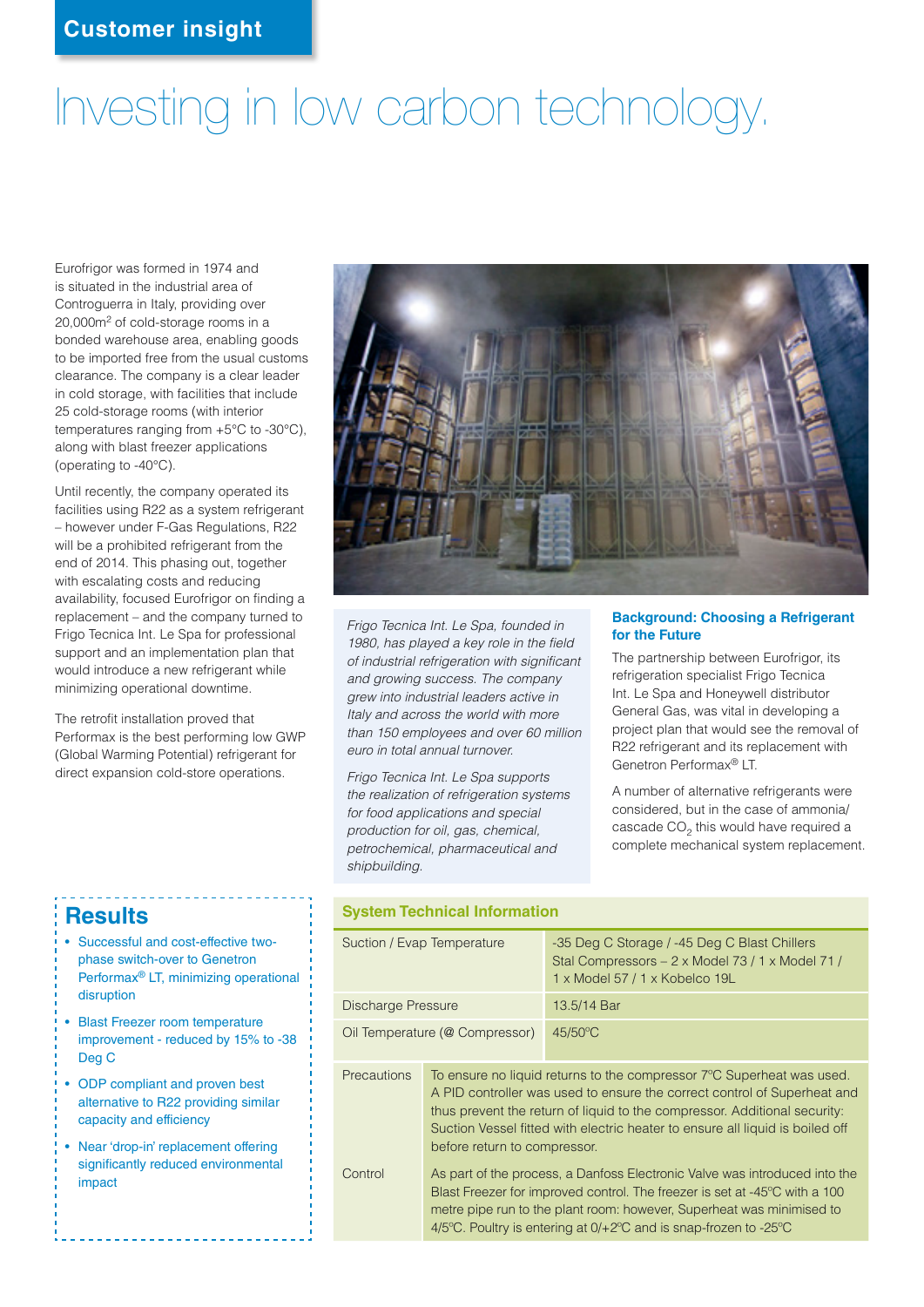Customer insight

# Investing in low carbon technology.

Eurofrigor was formed in 1974 and is situated in the industrial area of Controguerra in Italy, providing over 20,000m[2] of cold-storage rooms in a bonded warehouse area, enabling goods to be imported free from the usual customs clearance. The company is a clear leader in cold storage, with facilities that include 25 cold-storage rooms (with interior temperatures ranging from +5°C to -30°C), along with blast freezer applications (operating to -40°C).

Until recently, the company operated its facilities using R22 as a system refrigerant – however under F-Gas Regulations, R22 will be a prohibited refrigerant from the end of 2014. This phasing out, together with escalating costs and reducing availability, focused Eurofrigor on finding a replacement – and the company turned to Frigo Tecnica Int. Le Spa for professional support and an implementation plan that would introduce a new refrigerant while minimizing operational downtime.

The retrofit installation proved that Performax is the best performing low GWP (Global Warming Potential) refrigerant for direct expansion cold-store operations.

*Frigo Tecnica Int. Le Spa, founded in 1980, has played a key role in the field of industrial refrigeration with significant and growing success. The company grew into industrial leaders active in Italy and across the world with more than 150 employees and over 60 million euro in total annual turnover.*

*Frigo Tecnica Int. Le Spa supports the realization of refrigeration systems for food applications and special production for oil, gas, chemical, petrochemical, pharmaceutical and shipbuilding.*

### Background: Choosing a Refrigerant for the Future

The partnership between Eurofrigor, its refrigeration specialist Frigo Tecnica Int. Le Spa and Honeywell distributor General Gas, was vital in developing a project plan that would see the removal of R22 refrigerant and its replacement with Genetron Performax® LT.

A number of alternative refrigerants were considered, but in the case of ammonia/cascade $CO_2$ this would have required a complete mechanical system replacement.

## Results

- Successful and cost-effective two-phase switch-over to Genetron Performax® LT, minimizing operational disruption
- Blast Freezer room temperature improvement - reduced by 15% to -38 Deg C
- ODP compliant and proven best alternative to R22 providing similar capacity and efficiency
- Near 'drop-in' replacement offering significantly reduced environmental impact

### System Technical Information

| | |
|---|---|
| Suction / Evap Temperature | -35 Deg C Storage / -45 Deg C Blast Chillers<br>Stal Compressors – 2 x Model 73 / 1 x Model 71 / 1 x Model 57 / 1 x Kobelco 19L |
| Discharge Pressure | 13.5/14 Bar |
| Oil Temperature (@ Compressor) | 45/50°C |
| Precautions | To ensure no liquid returns to the compressor 7°C Superheat was used. A PID controller was used to ensure the correct control of Superheat and thus prevent the return of liquid to the compressor. Additional security: Suction Vessel fitted with electric heater to ensure all liquid is boiled off before return to compressor. |
| Control | As part of the process, a Danfoss Electronic Valve was introduced into the Blast Freezer for improved control. The freezer is set at -45°C with a 100 metre pipe run to the plant room: however, Superheat was minimised to 4/5°C. Poultry is entering at 0/+2°C and is snap-frozen to -25°C |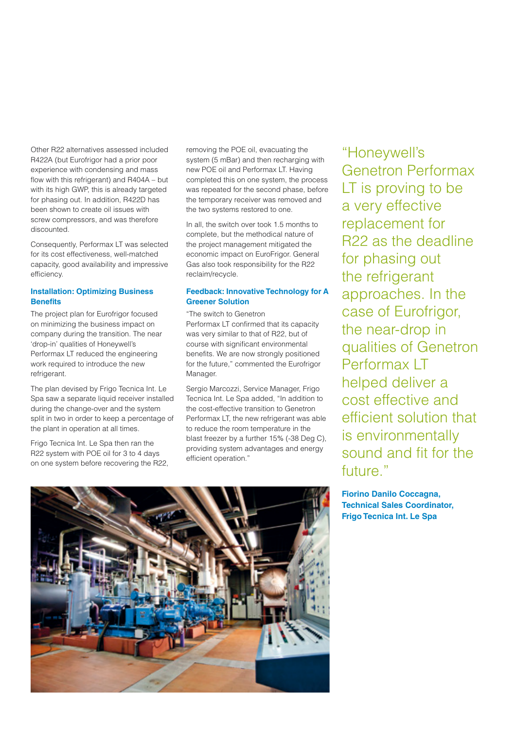Other R22 alternatives assessed included R422A (but Eurofrigor had a prior poor experience with condensing and mass flow with this refrigerant) and R404A – but with its high GWP, this is already targeted for phasing out. In addition, R422D has been shown to create oil issues with screw compressors, and was therefore discounted.

Consequently, Performax LT was selected for its cost effectiveness, well-matched capacity, good availability and impressive efficiency.

### Installation: Optimizing Business Benefits

The project plan for Eurofrigor focused on minimizing the business impact on company during the transition. The near 'drop-in' qualities of Honeywell's Performax LT reduced the engineering work required to introduce the new refrigerant.

The plan devised by Frigo Tecnica Int. Le Spa saw a separate liquid receiver installed during the change-over and the system split in two in order to keep a percentage of the plant in operation at all times.

Frigo Tecnica Int. Le Spa then ran the R22 system with POE oil for 3 to 4 days on one system before recovering the R22, removing the POE oil, evacuating the system (5 mBar) and then recharging with new POE oil and Performax LT. Having completed this on one system, the process was repeated for the second phase, before the temporary receiver was removed and the two systems restored to one.

In all, the switch over took 1.5 months to complete, but the methodical nature of the project management mitigated the economic impact on EuroFrigor. General Gas also took responsibility for the R22 reclaim/recycle.

### Feedback: Innovative Technology for A Greener Solution

"The switch to Genetron Performax LT confirmed that its capacity was very similar to that of R22, but of course with significant environmental benefits. We are now strongly positioned for the future," commented the Eurofrigor Manager.

Sergio Marcozzi, Service Manager, Frigo Tecnica Int. Le Spa added, "In addition to the cost-effective transition to Genetron Performax LT, the new refrigerant was able to reduce the room temperature in the blast freezer by a further 15% (-38 Deg C), providing system advantages and energy efficient operation."

> "Honeywell's Genetron Performax LT is proving to be a very effective replacement for R22 as the deadline for phasing out the refrigerant approaches. In the case of Eurofrigor, the near-drop in qualities of Genetron Performax LT helped deliver a cost effective and efficient solution that is environmentally sound and fit for the future."

**Fiorino Danilo Coccagna,**
**Technical Sales Coordinator,**
**Frigo Tecnica Int. Le Spa**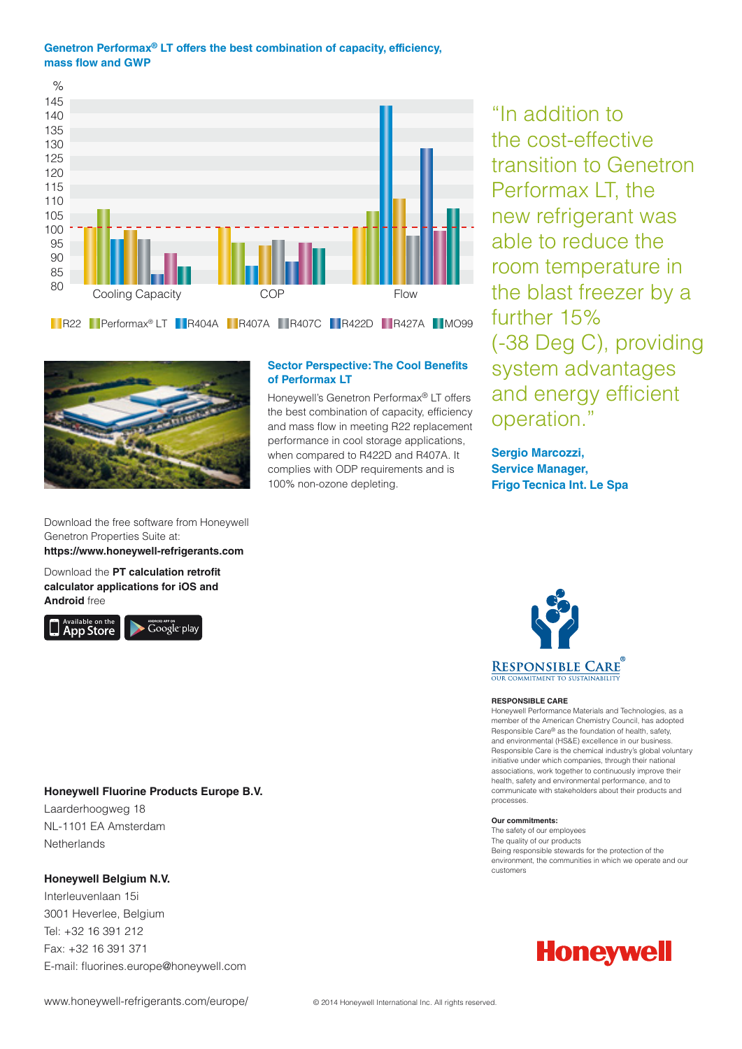**Genetron Performax® LT offers the best combination of capacity, efficiency, mass flow and GWP**

%
145
140
135
130
125
120
115
110
105
100
95
90
85
80

Cooling Capacity
COP
Flow

R22 Performax® LT R404A R407A R407C R422D R427A MO99

“In addition to the cost-effective transition to Genetron Performax LT, the new refrigerant was able to reduce the room temperature in the blast freezer by a further 15% (-38 Deg C), providing system advantages and energy efficient operation.”

**Sergio Marcozzi,**
**Service Manager,**
**Frigo Tecnica Int. Le Spa**

### Sector Perspective: The Cool Benefits of Performax LT

Honeywell's Genetron Performax® LT offers the best combination of capacity, efficiency and mass flow in meeting R22 replacement performance in cool storage applications, when compared to R422D and R407A. It complies with ODP requirements and is 100% non-ozone depleting.

Download the free software from Honeywell Genetron Properties Suite at:
**https://www.honeywell-refrigerants.com**

Download the **PT calculation retrofit calculator applications for iOS and Android** free

Available on the App Store
Google play

RESPONSIBLE CARE®
OUR COMMITMENT TO SUSTAINABILITY

**RESPONSIBLE CARE**
Honeywell Performance Materials and Technologies, as a member of the American Chemistry Council, has adopted Responsible Care® as the foundation of health, safety, and environmental (HS&E) excellence in our business. Responsible Care is the chemical industry's global voluntary initiative under which companies, through their national associations, work together to continuously improve their health, safety and environmental performance, and to communicate with stakeholders about their products and processes.

**Our commitments:**
The safety of our employees
The quality of our products
Being responsible stewards for the protection of the environment, the communities in which we operate and our customers

**Honeywell Fluorine Products Europe B.V.**
Laarderhoogweg 18
NL-1101 EA Amsterdam
Netherlands

**Honeywell Belgium N.V.**
Interleuvenlaan 15i
3001 Heverlee, Belgium
Tel: +32 16 391 212
Fax: +32 16 391 371
E-mail: fluorines.europe@honeywell.com

Honeywell

www.honeywell-refrigerants.com/europe/

© 2014 Honeywell International Inc. All rights reserved.